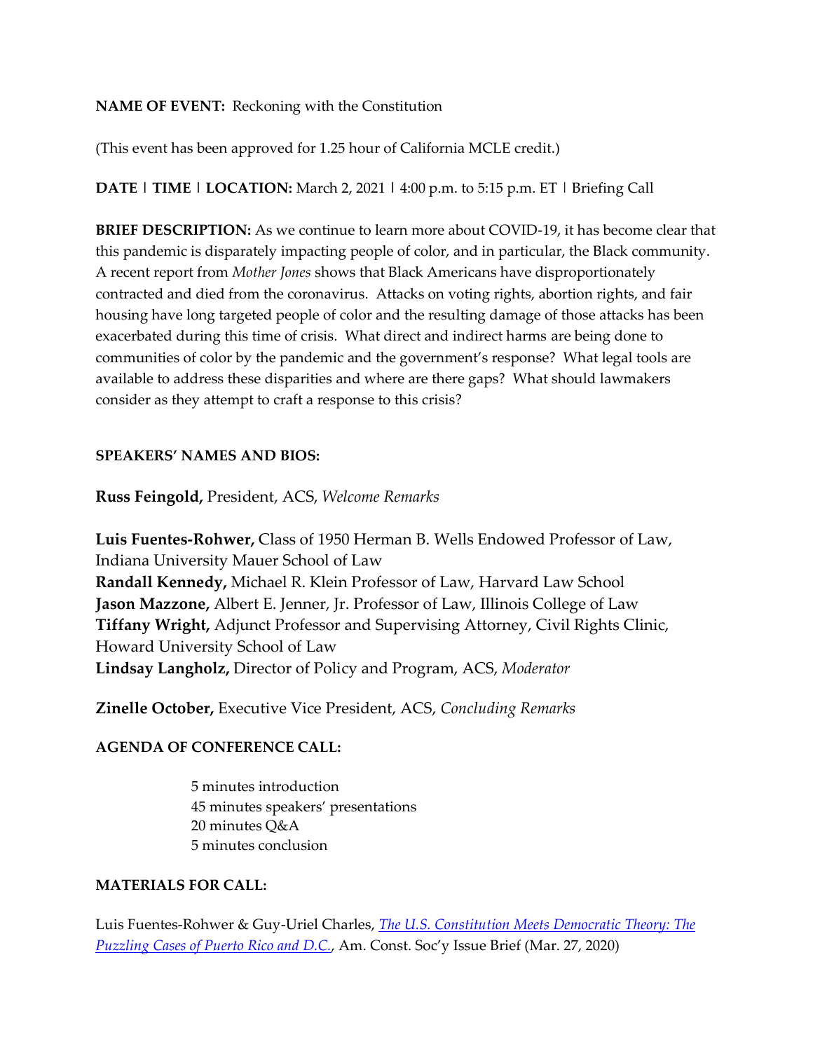**NAME OF EVENT:** Reckoning with the Constitution

(This event has been approved for 1.25 hour of California MCLE credit.)

**DATE | TIME | LOCATION:** March 2, 2021 | 4:00 p.m. to 5:15 p.m. ET | Briefing Call

**BRIEF DESCRIPTION:** As we continue to learn more about COVID-19, it has become clear that this pandemic is disparately impacting people of color, and in particular, the Black community. A recent report from *Mother Jones* shows that Black Americans have disproportionately contracted and died from the coronavirus. Attacks on voting rights, abortion rights, and fair housing have long targeted people of color and the resulting damage of those attacks has been exacerbated during this time of crisis. What direct and indirect harms are being done to communities of color by the pandemic and the government's response? What legal tools are available to address these disparities and where are there gaps? What should lawmakers consider as they attempt to craft a response to this crisis?

**SPEAKERS' NAMES AND BIOS:**

**Russ Feingold,** President, ACS, *Welcome Remarks*

**Luis Fuentes-Rohwer,** Class of 1950 Herman B. Wells Endowed Professor of Law, Indiana University Mauer School of Law
**Randall Kennedy,** Michael R. Klein Professor of Law, Harvard Law School
**Jason Mazzone,** Albert E. Jenner, Jr. Professor of Law, Illinois College of Law
**Tiffany Wright,** Adjunct Professor and Supervising Attorney, Civil Rights Clinic, Howard University School of Law
**Lindsay Langholz,** Director of Policy and Program, ACS, *Moderator*

**Zinelle October,** Executive Vice President, ACS, *Concluding Remarks*

**AGENDA OF CONFERENCE CALL:**

5 minutes introduction
45 minutes speakers' presentations
20 minutes Q&A
5 minutes conclusion

**MATERIALS FOR CALL:**

Luis Fuentes-Rohwer & Guy-Uriel Charles, *The U.S. Constitution Meets Democratic Theory: The Puzzling Cases of Puerto Rico and D.C.*, Am. Const. Soc'y Issue Brief (Mar. 27, 2020)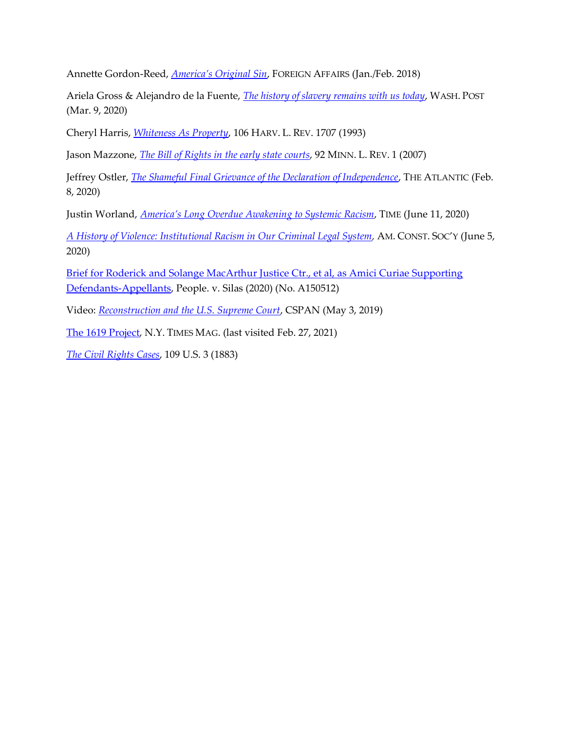Annette Gordon-Reed, *America's Original Sin*, FOREIGN AFFAIRS (Jan./Feb. 2018)

Ariela Gross & Alejandro de la Fuente, *The history of slavery remains with us today*, WASH. POST (Mar. 9, 2020)

Cheryl Harris, *Whiteness As Property*, 106 HARV. L. REV. 1707 (1993)

Jason Mazzone, *The Bill of Rights in the early state courts*, 92 MINN. L. REV. 1 (2007)

Jeffrey Ostler, *The Shameful Final Grievance of the Declaration of Independence*, THE ATLANTIC (Feb. 8, 2020)

Justin Worland, *America's Long Overdue Awakening to Systemic Racism*, TIME (June 11, 2020)

*A History of Violence: Institutional Racism in Our Criminal Legal System*, AM. CONST. SOC'Y (June 5, 2020)

Brief for Roderick and Solange MacArthur Justice Ctr., et al, as Amici Curiae Supporting Defendants-Appellants, People. v. Silas (2020) (No. A150512)

Video: *Reconstruction and the U.S. Supreme Court*, CSPAN (May 3, 2019)

The 1619 Project, N.Y. TIMES MAG. (last visited Feb. 27, 2021)

*The Civil Rights Cases*, 109 U.S. 3 (1883)